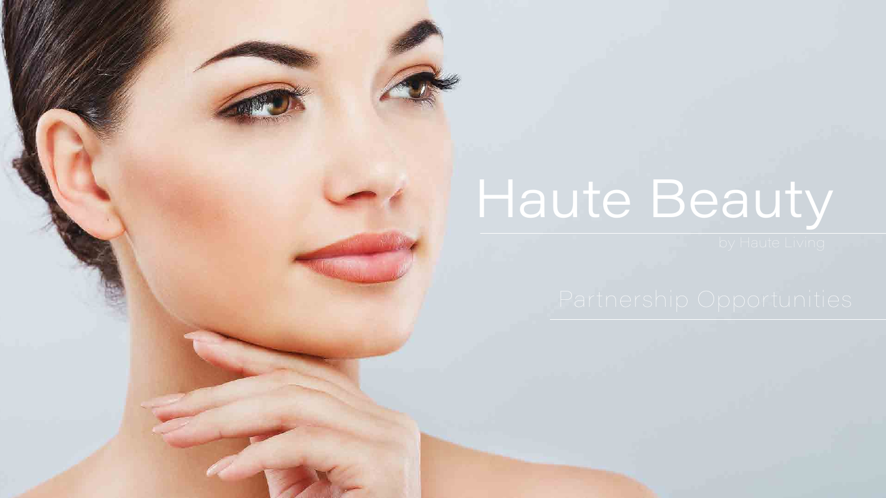# Haute Beauty

by Haute Living

## Partnership Opportunities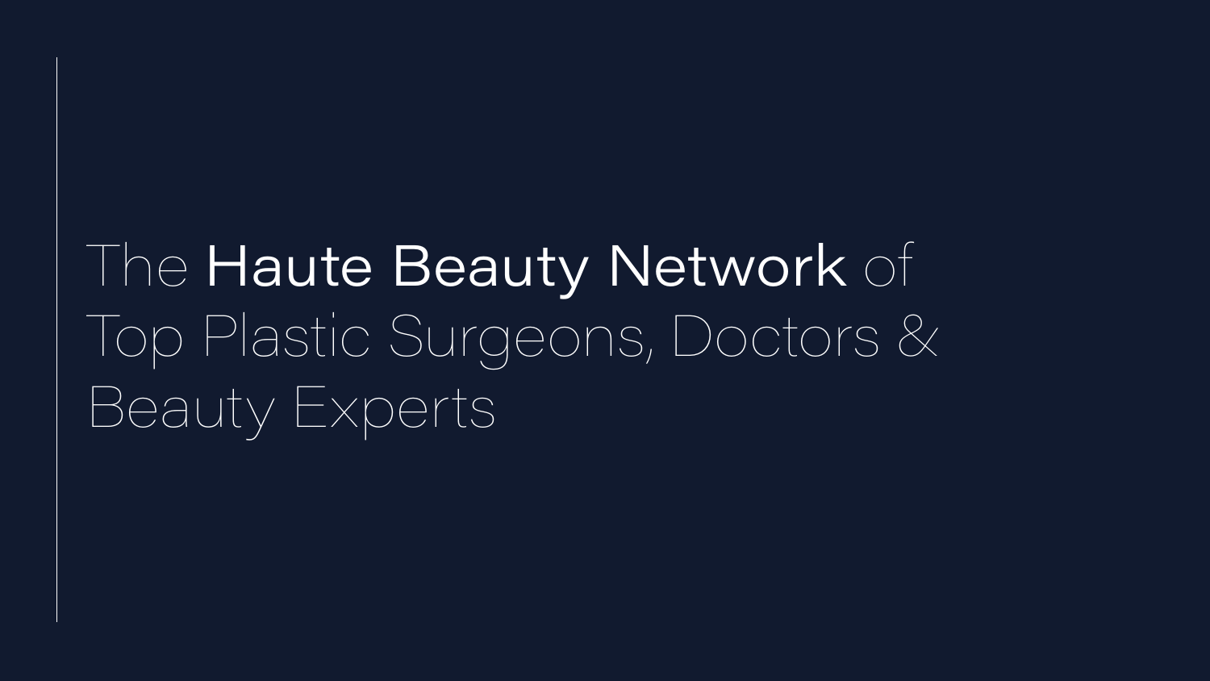# The **Haute Beauty Network** of Top Plastic Surgeons, Doctors & Beauty Experts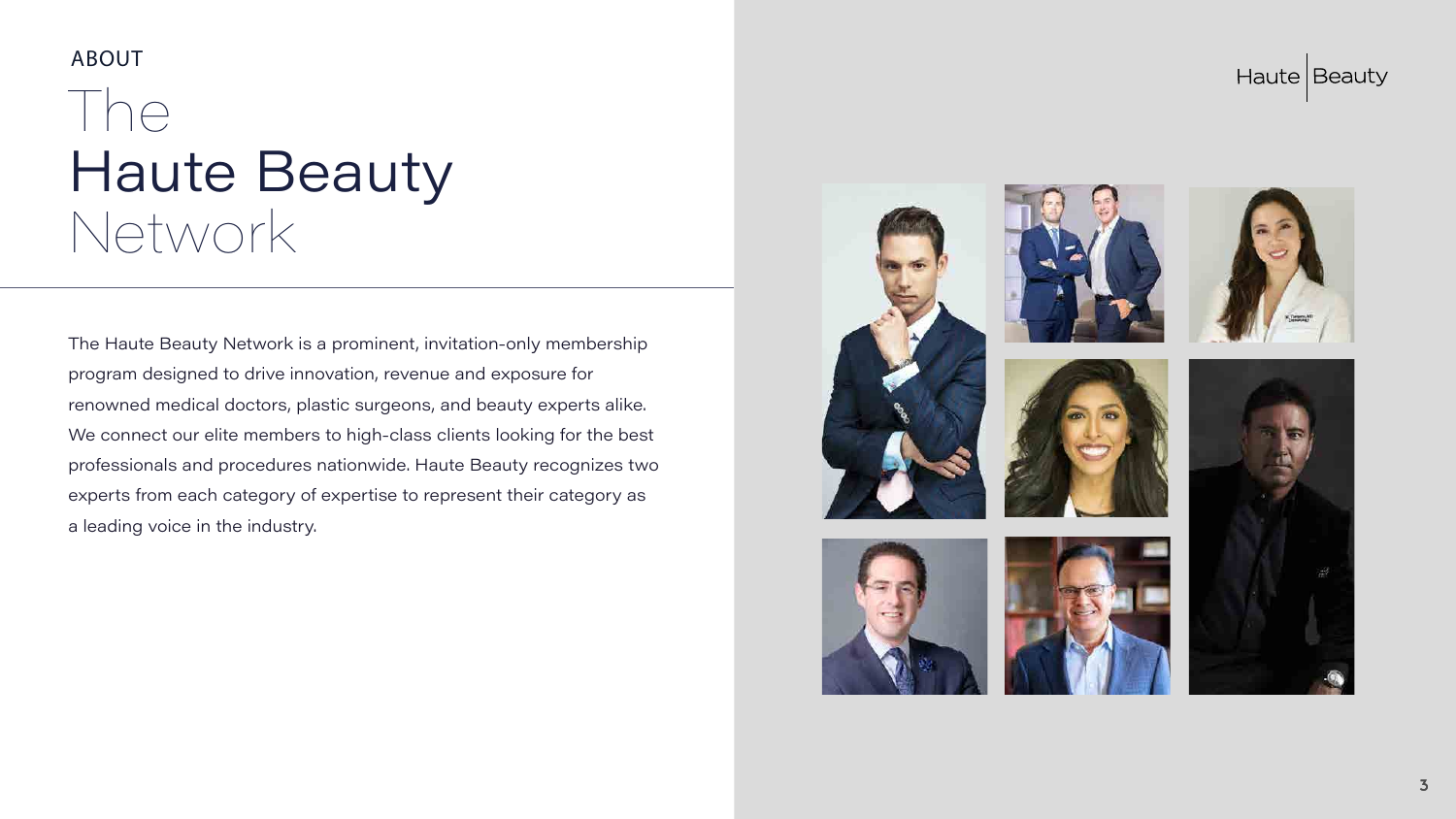ABOUT

# The Haute Beauty Network

The Haute Beauty Network is a prominent, invitation-only membership program designed to drive innovation, revenue and exposure for renowned medical doctors, plastic surgeons, and beauty experts alike. We connect our elite members to high-class clients looking for the best professionals and procedures nationwide. Haute Beauty recognizes two experts from each category of expertise to represent their category as a leading voice in the industry.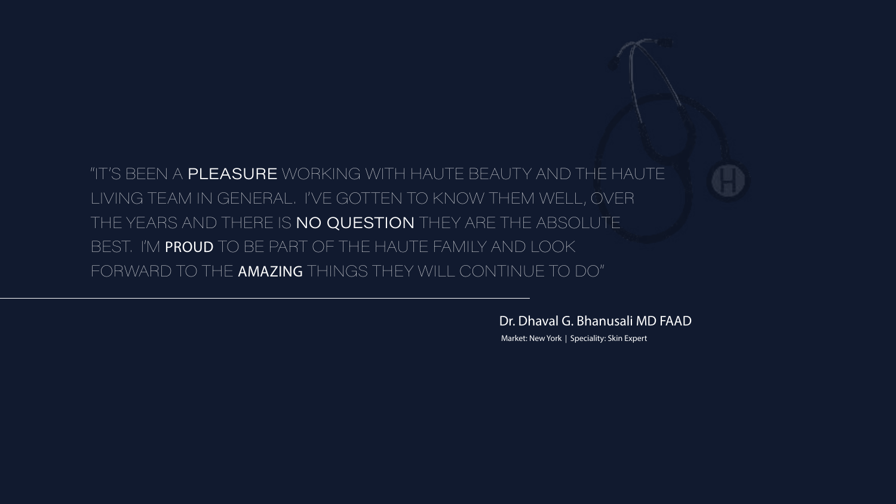"IT'S BEEN A **PLEASURE** WORKING WITH HAUTE BEAUTY AND THE HAUTE LIVING TEAM IN GENERAL. I'VE GOTTEN TO KNOW THEM WELL, OVER THE YEARS AND THERE IS **NO QUESTION** THEY ARE THE ABSOLUTE BEST. I'M **PROUD** TO BE PART OF THE HAUTE FAMILY AND LOOK FORWARD TO THE **AMAZING** THINGS THEY WILL CONTINUE TO DO"

---

Dr. Dhaval G. Bhanusali MD FAAD

Market: New York | Speciality: Skin Expert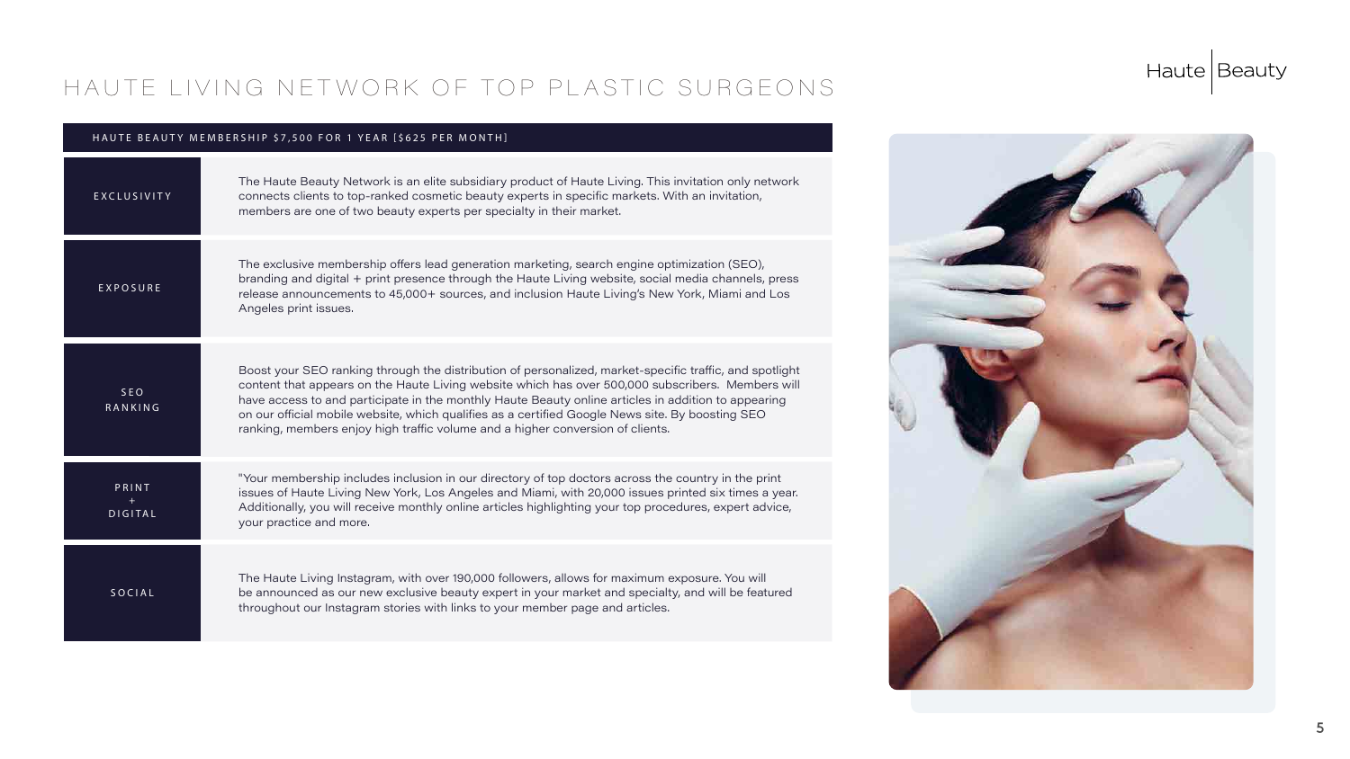# HAUTE LIVING NETWORK OF TOP PLASTIC SURGEONS

| HAUTE BEAUTY MEMBERSHIP $7,500 FOR 1 YEAR [$625 PER MONTH] | |
|---|---|
| EXCLUSIVITY | The Haute Beauty Network is an elite subsidiary product of Haute Living. This invitation only network connects clients to top-ranked cosmetic beauty experts in specific markets. With an invitation, members are one of two beauty experts per specialty in their market. |
| EXPOSURE | The exclusive membership offers lead generation marketing, search engine optimization (SEO), branding and digital + print presence through the Haute Living website, social media channels, press release announcements to 45,000+ sources, and inclusion Haute Living's New York, Miami and Los Angeles print issues. |
| SEO RANKING | Boost your SEO ranking through the distribution of personalized, market-specific traffic, and spotlight content that appears on the Haute Living website which has over 500,000 subscribers. Members will have access to and participate in the monthly Haute Beauty online articles in addition to appearing on our official mobile website, which qualifies as a certified Google News site. By boosting SEO ranking, members enjoy high traffic volume and a higher conversion of clients. |
| PRINT + DIGITAL | "Your membership includes inclusion in our directory of top doctors across the country in the print issues of Haute Living New York, Los Angeles and Miami, with 20,000 issues printed six times a year. Additionally, you will receive monthly online articles highlighting your top procedures, expert advice, your practice and more. |
| SOCIAL | The Haute Living Instagram, with over 190,000 followers, allows for maximum exposure. You will be announced as our new exclusive beauty expert in your market and specialty, and will be featured throughout our Instagram stories with links to your member page and articles. |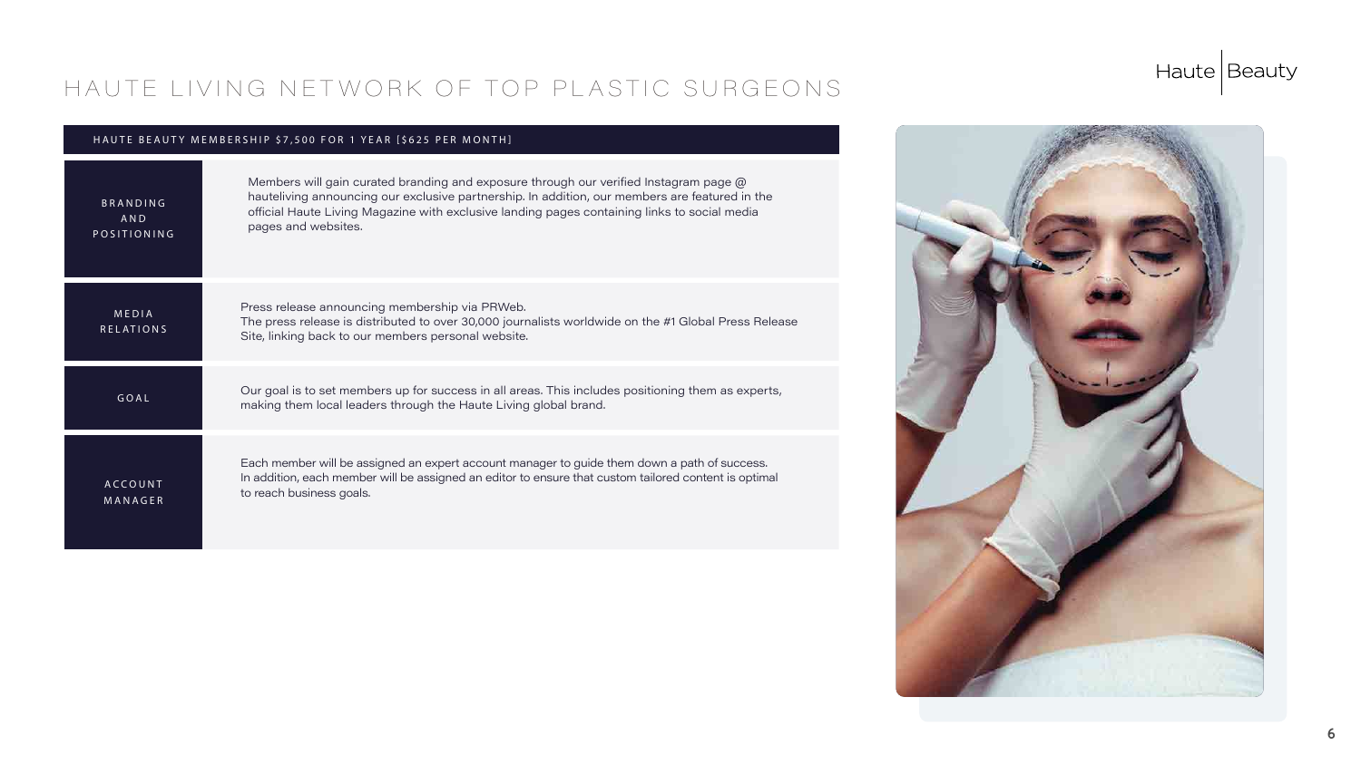# HAUTE LIVING NETWORK OF TOP PLASTIC SURGEONS

Haute | Beauty

| HAUTE BEAUTY MEMBERSHIP $7,500 FOR 1 YEAR [$625 PER MONTH] | |
|---|---|
| BRANDING AND POSITIONING | Members will gain curated branding and exposure through our verified Instagram page @ hauteliving announcing our exclusive partnership. In addition, our members are featured in the official Haute Living Magazine with exclusive landing pages containing links to social media pages and websites. |
| MEDIA RELATIONS | Press release announcing membership via PRWeb. The press release is distributed to over 30,000 journalists worldwide on the #1 Global Press Release Site, linking back to our members personal website. |
| GOAL | Our goal is to set members up for success in all areas. This includes positioning them as experts, making them local leaders through the Haute Living global brand. |
| ACCOUNT MANAGER | Each member will be assigned an expert account manager to guide them down a path of success. In addition, each member will be assigned an editor to ensure that custom tailored content is optimal to reach business goals. |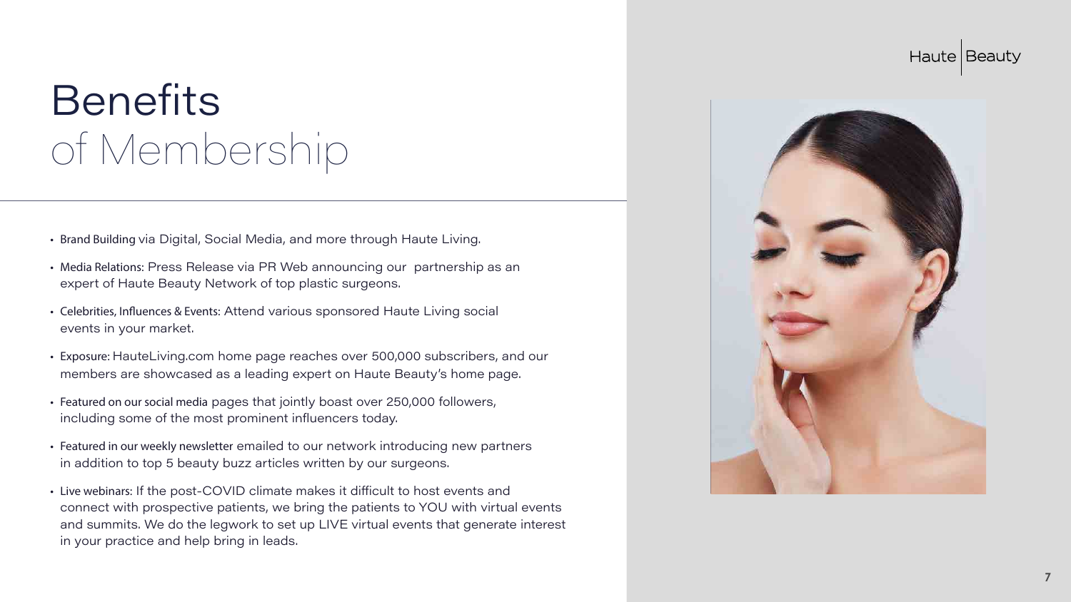# Benefits of Membership

- **Brand Building** via Digital, Social Media, and more through Haute Living.
- **Media Relations:** Press Release via PR Web announcing our partnership as an expert of Haute Beauty Network of top plastic surgeons.
- **Celebrities, Influences & Events:** Attend various sponsored Haute Living social events in your market.
- **Exposure:** HauteLiving.com home page reaches over 500,000 subscribers, and our members are showcased as a leading expert on Haute Beauty's home page.
- **Featured on our social media** pages that jointly boast over 250,000 followers, including some of the most prominent influencers today.
- **Featured in our weekly newsletter** emailed to our network introducing new partners in addition to top 5 beauty buzz articles written by our surgeons.
- **Live webinars:** If the post-COVID climate makes it difficult to host events and connect with prospective patients, we bring the patients to YOU with virtual events and summits. We do the legwork to set up LIVE virtual events that generate interest in your practice and help bring in leads.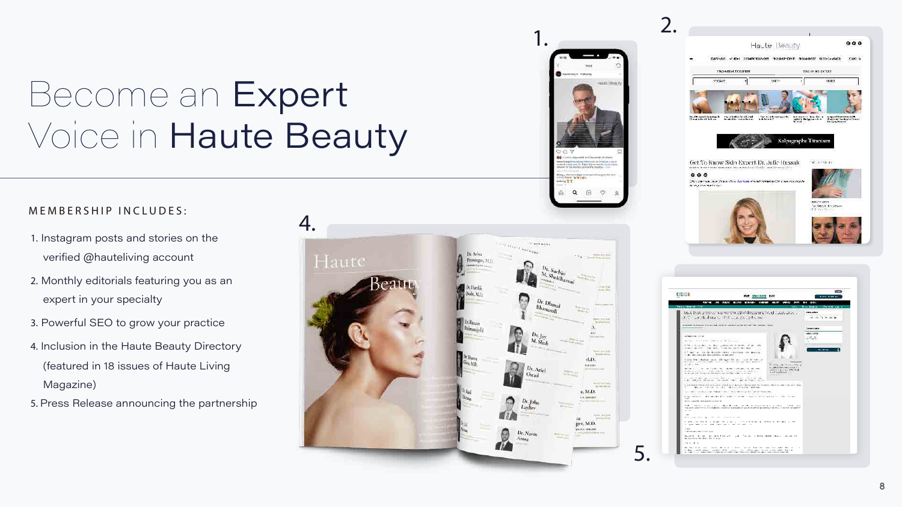# Become an Expert Voice in Haute Beauty

MEMBERSHIP INCLUDES:

1. Instagram posts and stories on the verified @hauteliving account
2. Monthly editorials featuring you as an expert in your specialty
3. Powerful SEO to grow your practice
4. Inclusion in the Haute Beauty Directory (featured in 18 issues of Haute Living Magazine)
5. Press Release announcing the partnership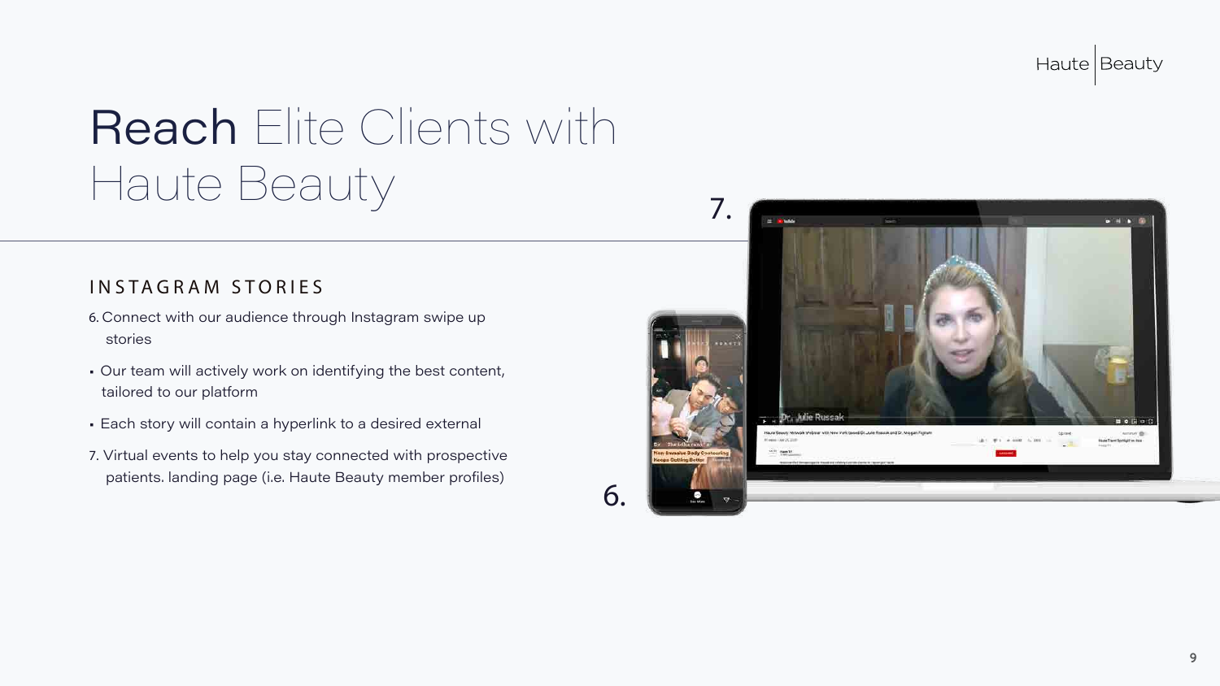# Reach Elite Clients with Haute Beauty

## INSTAGRAM STORIES

6. Connect with our audience through Instagram swipe up stories

- Our team will actively work on identifying the best content, tailored to our platform
- Each story will contain a hyperlink to a desired external

7. Virtual events to help you stay connected with prospective patients. landing page (i.e. Haute Beauty member profiles)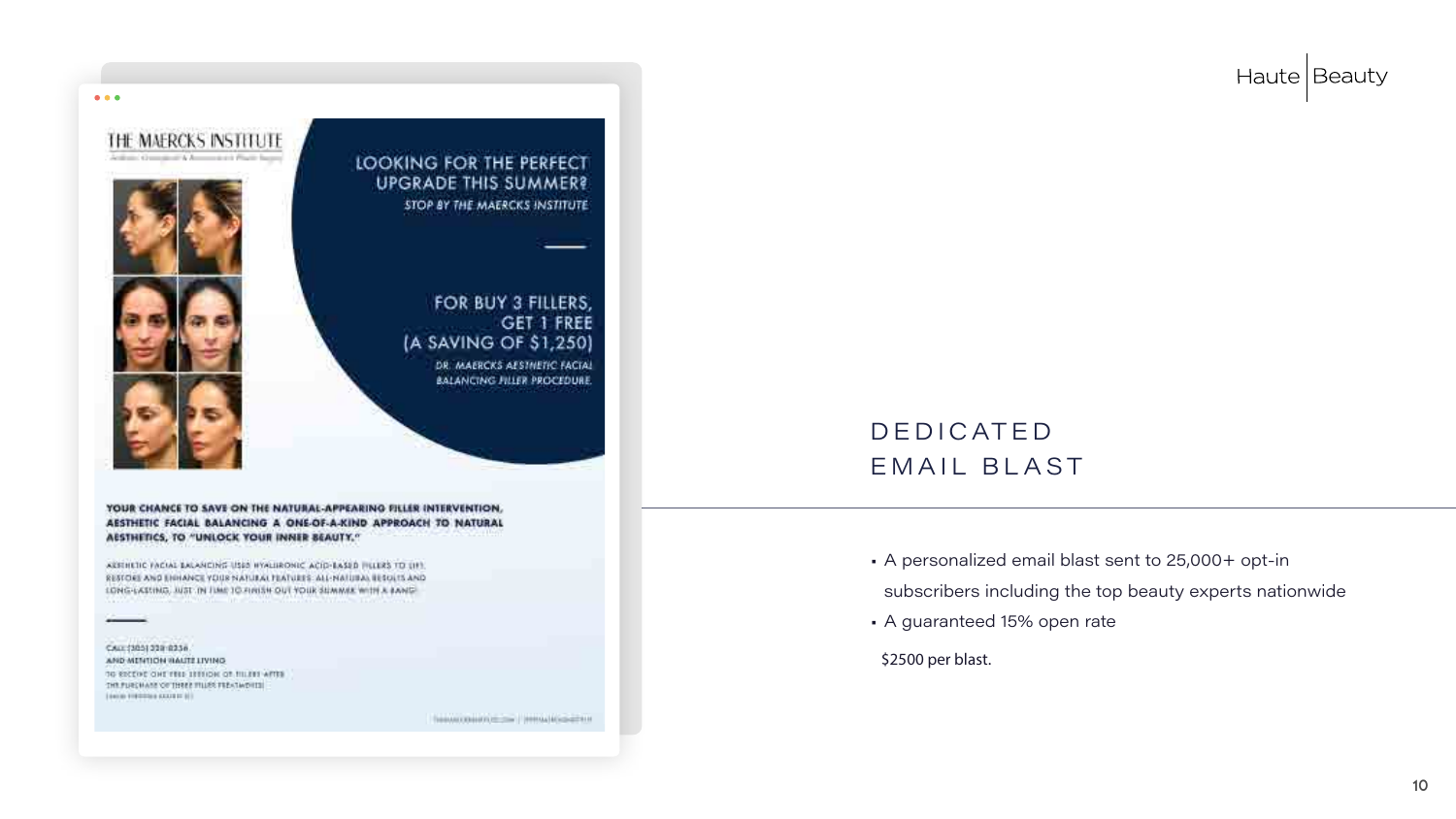Haute | Beauty

THE MAERCKS INSTITUTE

LOOKING FOR THE PERFECT UPGRADE THIS SUMMER?

STOP BY THE MAERCKS INSTITUTE

FOR BUY 3 FILLERS, GET 1 FREE (A SAVING OF $1,250)

DR. MAERCKS AESTHETIC FACIAL BALANCING FILLER PROCEDURE.

**YOUR CHANCE TO SAVE ON THE NATURAL-APPEARING FILLER INTERVENTION, AESTHETIC FACIAL BALANCING A ONE-OF-A-KIND APPROACH TO NATURAL AESTHETICS, TO "UNLOCK YOUR INNER BEAUTY."**

AESTHETIC FACIAL BALANCING USES HYALURONIC ACID-BASED FILLERS TO LIFT, RESTORE AND ENHANCE YOUR NATURAL FEATURES. ALL-NATURAL RESULTS AND LONG-LASTING, JUST IN TIME TO FINISH OUT YOUR SUMMER WITH A BANG!

CALL (305) 328-0356 AND MENTION HAUTE LIVING TO RECEIVE ONE FREE SESSION OF FILLERS AFTER THE PURCHASE OF THREE FILLER TREATMENTS.

## DEDICATED EMAIL BLAST

- A personalized email blast sent to 25,000+ opt-in subscribers including the top beauty experts nationwide
- A guaranteed 15% open rate

$2500 per blast.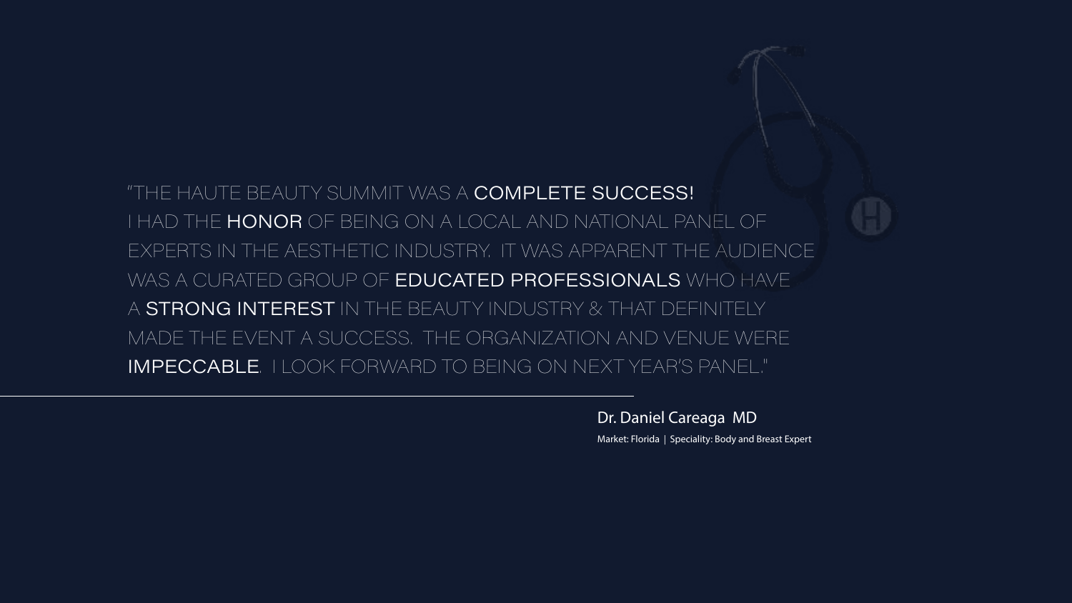"THE HAUTE BEAUTY SUMMIT WAS A **COMPLETE SUCCESS!** I HAD THE **HONOR** OF BEING ON A LOCAL AND NATIONAL PANEL OF EXPERTS IN THE AESTHETIC INDUSTRY. IT WAS APPARENT THE AUDIENCE WAS A CURATED GROUP OF **EDUCATED PROFESSIONALS** WHO HAVE A **STRONG INTEREST** IN THE BEAUTY INDUSTRY & THAT DEFINITELY MADE THE EVENT A SUCCESS. THE ORGANIZATION AND VENUE WERE **IMPECCABLE**. I LOOK FORWARD TO BEING ON NEXT YEAR'S PANEL."

---

Dr. Daniel Careaga MD

Market: Florida | Speciality: Body and Breast Expert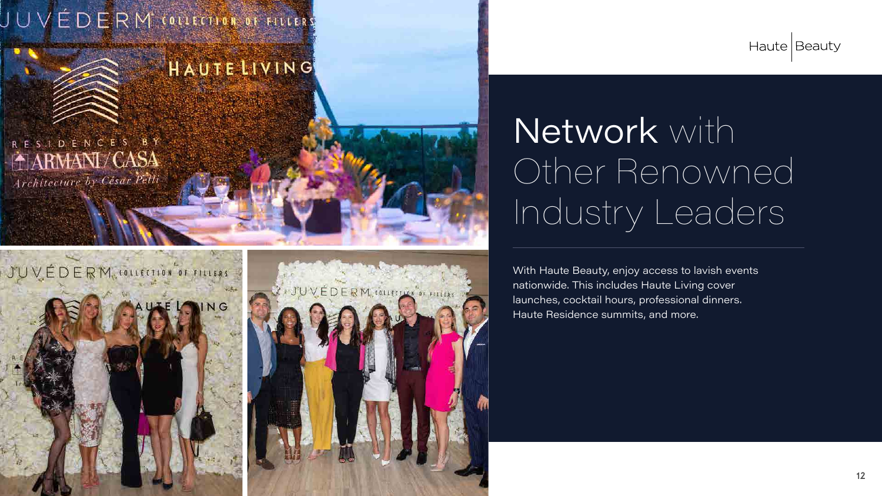# Network with Other Renowned Industry Leaders

With Haute Beauty, enjoy access to lavish events nationwide. This includes Haute Living cover launches, cocktail hours, professional dinners. Haute Residence summits, and more.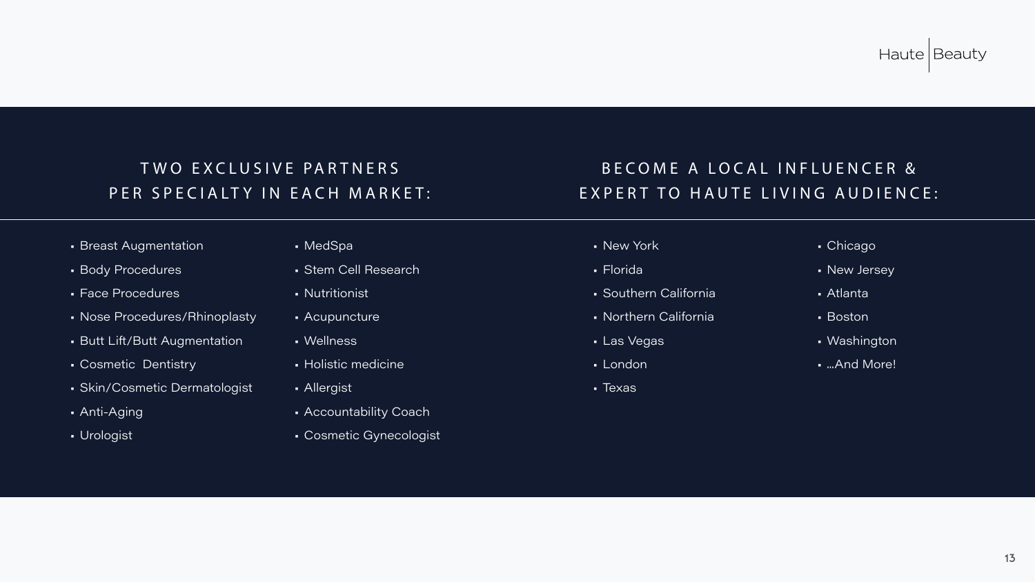## TWO EXCLUSIVE PARTNERS PER SPECIALTY IN EACH MARKET:

- Breast Augmentation
- Body Procedures
- Face Procedures
- Nose Procedures/Rhinoplasty
- Butt Lift/Butt Augmentation
- Cosmetic Dentistry
- Skin/Cosmetic Dermatologist
- Anti-Aging
- Urologist
- MedSpa
- Stem Cell Research
- Nutritionist
- Acupuncture
- Wellness
- Holistic medicine
- Allergist
- Accountability Coach
- Cosmetic Gynecologist

## BECOME A LOCAL INFLUENCER & EXPERT TO HAUTE LIVING AUDIENCE:

- New York
- Florida
- Southern California
- Northern California
- Las Vegas
- London
- Texas
- Chicago
- New Jersey
- Atlanta
- Boston
- Washington
- ...And More!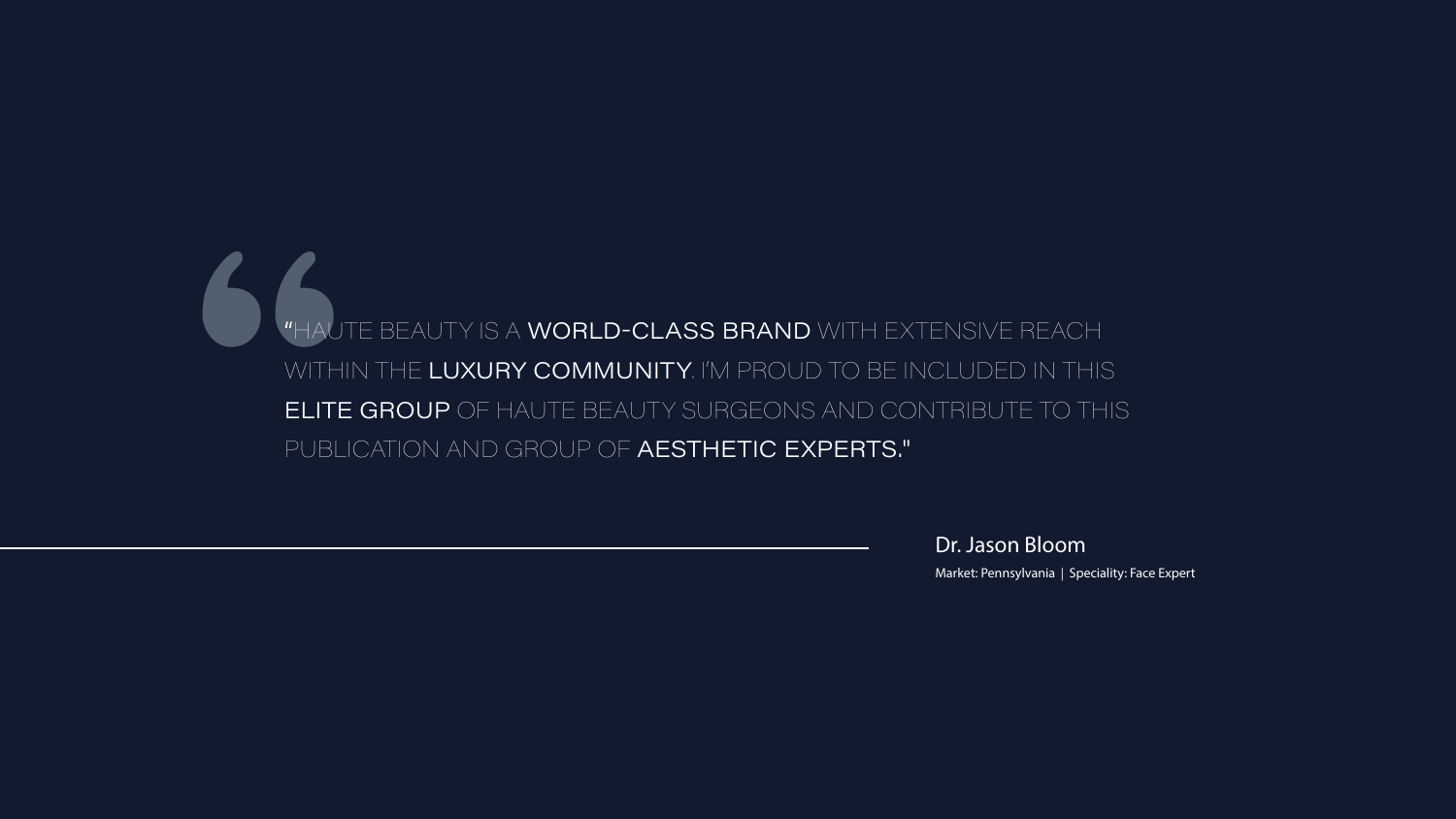"HAUTE BEAUTY IS A **WORLD-CLASS BRAND** WITH EXTENSIVE REACH WITHIN THE **LUXURY COMMUNITY**. I'M PROUD TO BE INCLUDED IN THIS **ELITE GROUP** OF HAUTE BEAUTY SURGEONS AND CONTRIBUTE TO THIS PUBLICATION AND GROUP OF **AESTHETIC EXPERTS.**"

---

**Dr. Jason Bloom**

Market: Pennsylvania | Speciality: Face Expert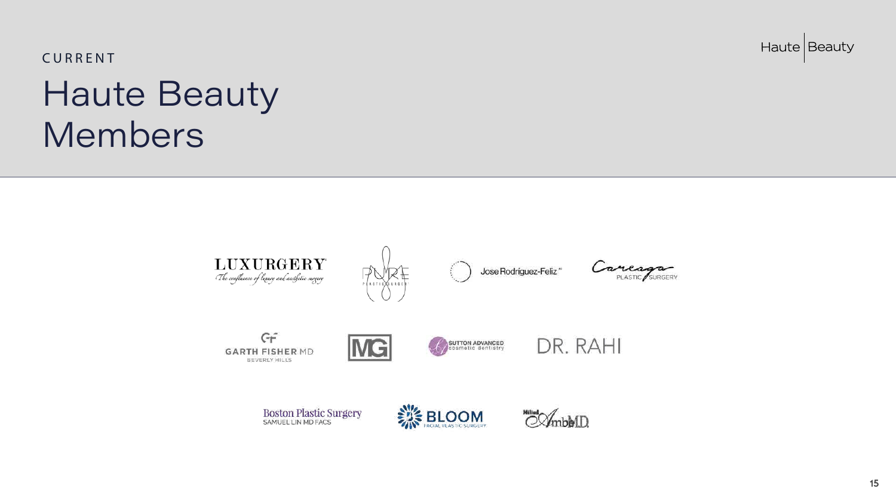CURRENT

# Haute Beauty Members

LUXURGERY
The confluence of luxury and aesthetic surgery

PURE PLASTIC SURGERY

Jose Rodriguez-Feliz MD

Careaga PLASTIC SURGERY

GARTH FISHER MD
BEVERLY HILLS

MG

SUTTON ADVANCED cosmetic dentistry

DR. RAHI

Boston Plastic Surgery
SAMUEL LIN MD FACS

BLOOM
FACIAL PLASTIC SURGERY

Milind Ambe MD